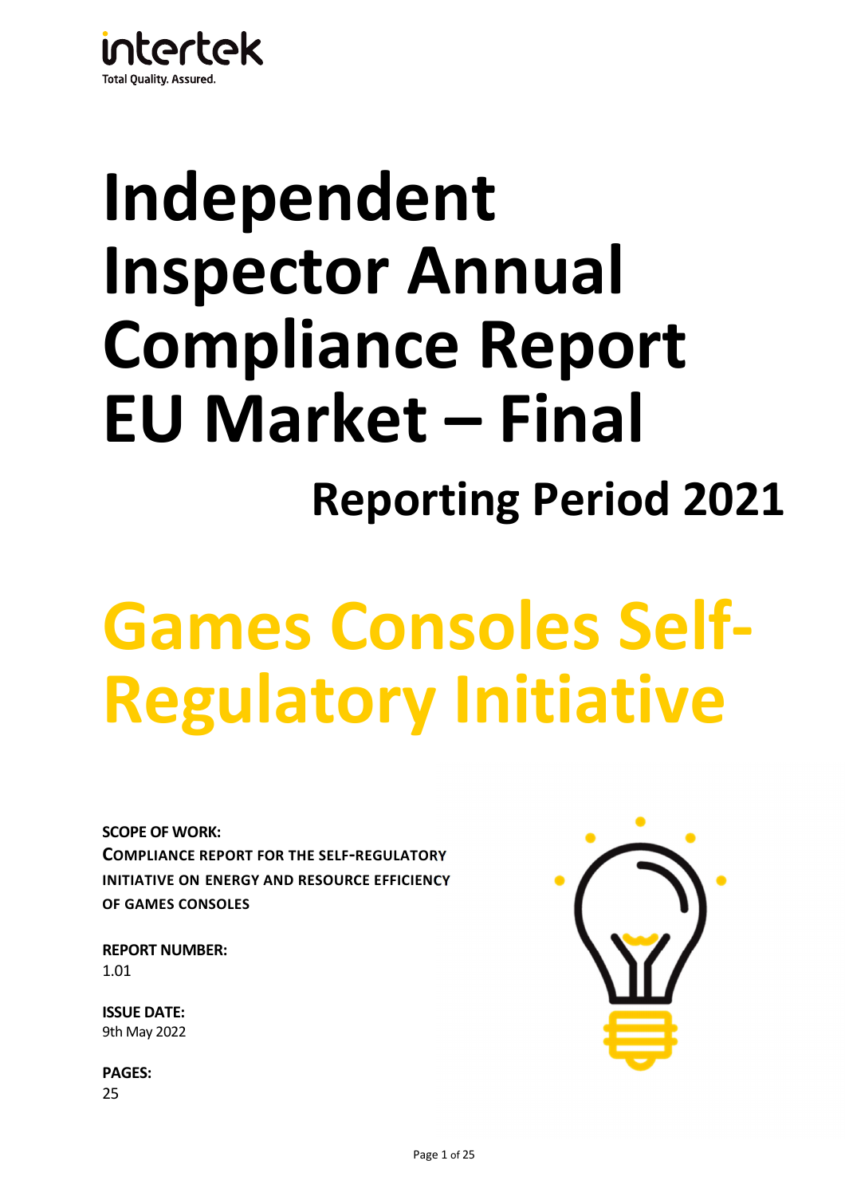intertek

Total Quality. Assured.

# Independent Inspector Annual Compliance Report EU Market – Final

## Reporting Period 2021

# Games Consoles Self-Regulatory Initiative

**SCOPE OF WORK:**

**COMPLIANCE REPORT FOR THE SELF-REGULATORY INITIATIVE ON ENERGY AND RESOURCE EFFICIENCY OF GAMES CONSOLES**

**REPORT NUMBER:**

1.01

**ISSUE DATE:**

9th May 2022

**PAGES:**

25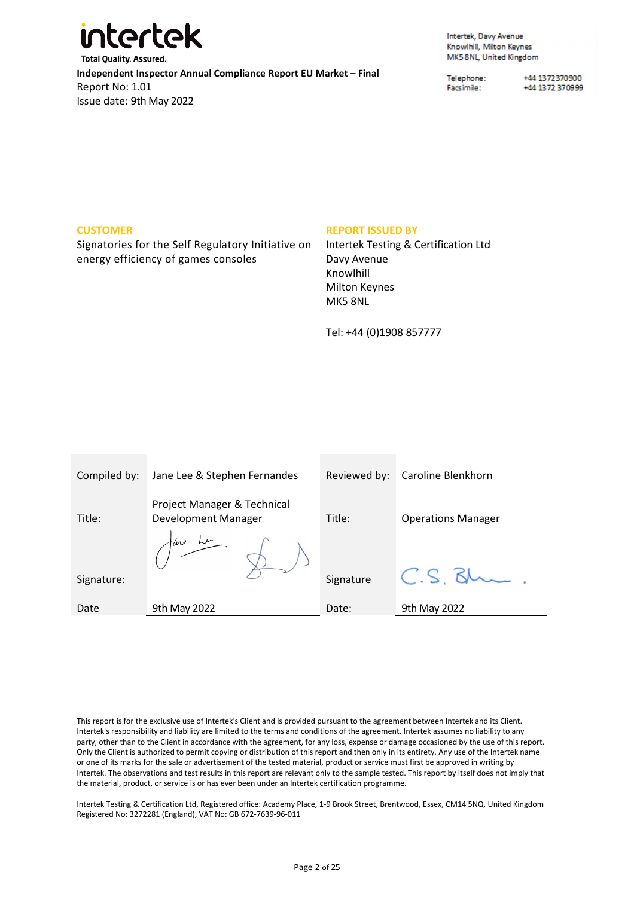**Total Quality. Assured.**

**Independent Inspector Annual Compliance Report EU Market – Final**
Report No: 1.01
Issue date: 9th May 2022

Intertek, Davy Avenue
Knowlhill, Milton Keynes
MK5 8NL, United Kingdom

Telephone: +44 1372370900
Facsimile: +44 1372 370999

**CUSTOMER**

Signatories for the Self Regulatory Initiative on energy efficiency of games consoles

**REPORT ISSUED BY**

Intertek Testing & Certification Ltd
Davy Avenue
Knowlhill
Milton Keynes
MK5 8NL

Tel: +44 (0)1908 857777

| Compiled by: | Jane Lee & Stephen Fernandes | Reviewed by: | Caroline Blenkhorn |
|---|---|---|---|
| Title: | Project Manager & Technical Development Manager | Title: | Operations Manager |
| Signature: | | Signature | |
| Date | 9th May 2022 | Date: | 9th May 2022 |

This report is for the exclusive use of Intertek's Client and is provided pursuant to the agreement between Intertek and its Client. Intertek's responsibility and liability are limited to the terms and conditions of the agreement. Intertek assumes no liability to any party, other than to the Client in accordance with the agreement, for any loss, expense or damage occasioned by the use of this report. Only the Client is authorized to permit copying or distribution of this report and then only in its entirety. Any use of the Intertek name or one of its marks for the sale or advertisement of the tested material, product or service must first be approved in writing by Intertek. The observations and test results in this report are relevant only to the sample tested. This report by itself does not imply that the material, product, or service is or has ever been under an Intertek certification programme.

Intertek Testing & Certification Ltd, Registered office: Academy Place, 1-9 Brook Street, Brentwood, Essex, CM14 5NQ, United Kingdom
Registered No: 3272281 (England), VAT No: GB 672-7639-96-011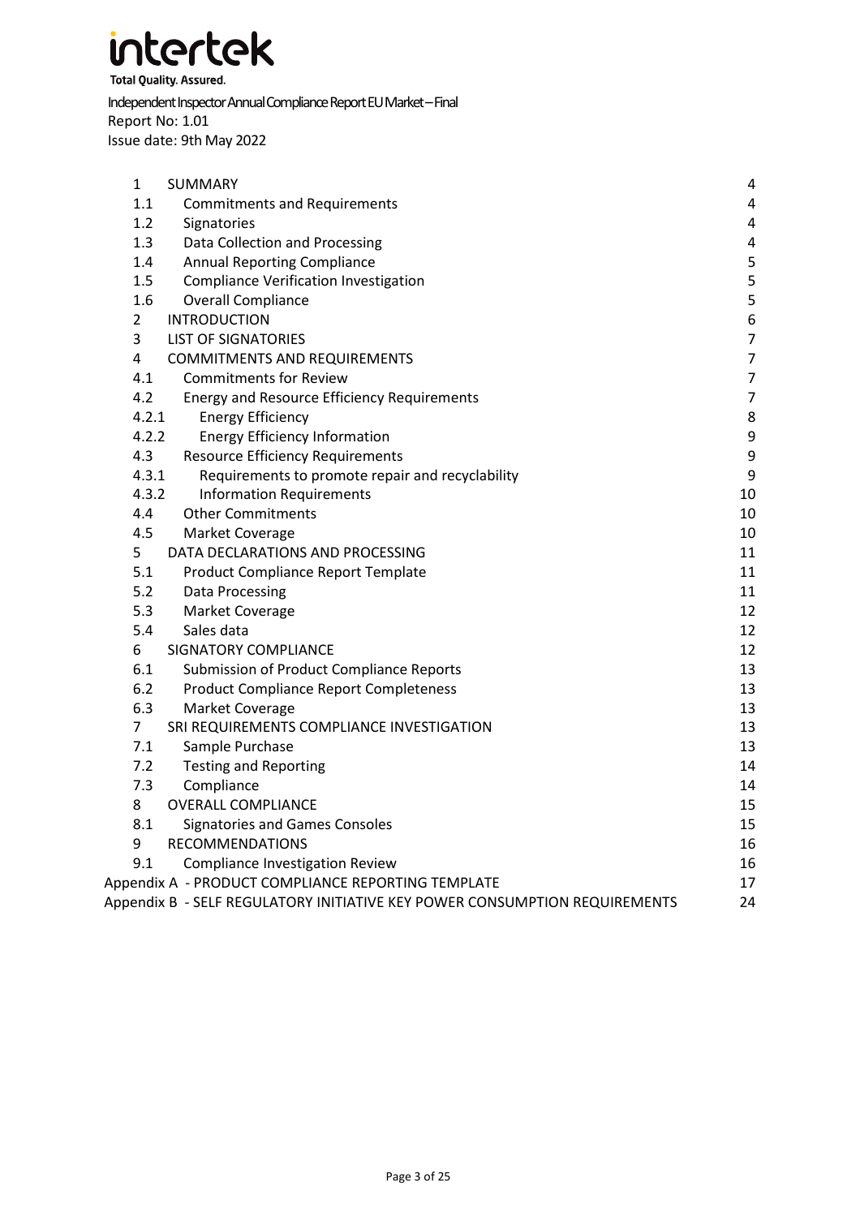intertek

Total Quality. Assured.

Independent Inspector Annual Compliance Report EU Market – Final
Report No: 1.01
Issue date: 9th May 2022

| | | |
|---|---|---|
| 1 | SUMMARY | 4 |
| 1.1 | Commitments and Requirements | 4 |
| 1.2 | Signatories | 4 |
| 1.3 | Data Collection and Processing | 4 |
| 1.4 | Annual Reporting Compliance | 5 |
| 1.5 | Compliance Verification Investigation | 5 |
| 1.6 | Overall Compliance | 5 |
| 2 | INTRODUCTION | 6 |
| 3 | LIST OF SIGNATORIES | 7 |
| 4 | COMMITMENTS AND REQUIREMENTS | 7 |
| 4.1 | Commitments for Review | 7 |
| 4.2 | Energy and Resource Efficiency Requirements | 7 |
| 4.2.1 | Energy Efficiency | 8 |
| 4.2.2 | Energy Efficiency Information | 9 |
| 4.3 | Resource Efficiency Requirements | 9 |
| 4.3.1 | Requirements to promote repair and recyclability | 9 |
| 4.3.2 | Information Requirements | 10 |
| 4.4 | Other Commitments | 10 |
| 4.5 | Market Coverage | 10 |
| 5 | DATA DECLARATIONS AND PROCESSING | 11 |
| 5.1 | Product Compliance Report Template | 11 |
| 5.2 | Data Processing | 11 |
| 5.3 | Market Coverage | 12 |
| 5.4 | Sales data | 12 |
| 6 | SIGNATORY COMPLIANCE | 12 |
| 6.1 | Submission of Product Compliance Reports | 13 |
| 6.2 | Product Compliance Report Completeness | 13 |
| 6.3 | Market Coverage | 13 |
| 7 | SRI REQUIREMENTS COMPLIANCE INVESTIGATION | 13 |
| 7.1 | Sample Purchase | 13 |
| 7.2 | Testing and Reporting | 14 |
| 7.3 | Compliance | 14 |
| 8 | OVERALL COMPLIANCE | 15 |
| 8.1 | Signatories and Games Consoles | 15 |
| 9 | RECOMMENDATIONS | 16 |
| 9.1 | Compliance Investigation Review | 16 |
| Appendix A | - PRODUCT COMPLIANCE REPORTING TEMPLATE | 17 |
| Appendix B | - SELF REGULATORY INITIATIVE KEY POWER CONSUMPTION REQUIREMENTS | 24 |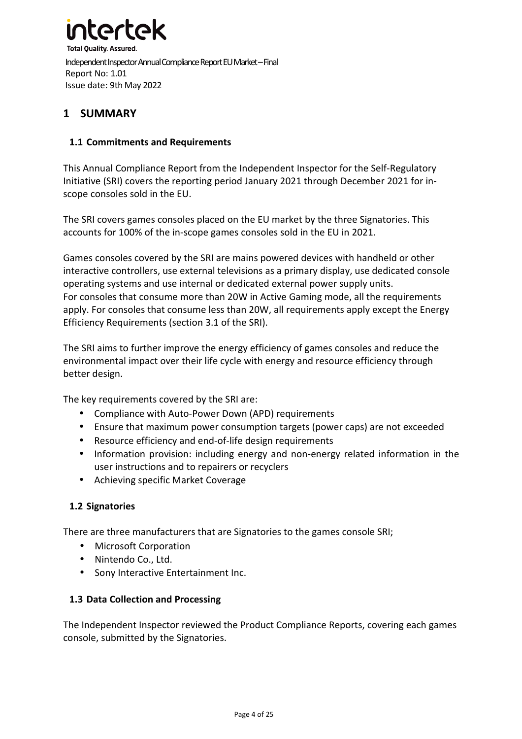# 1 SUMMARY

## 1.1 Commitments and Requirements

This Annual Compliance Report from the Independent Inspector for the Self-Regulatory Initiative (SRI) covers the reporting period January 2021 through December 2021 for in-scope consoles sold in the EU.

The SRI covers games consoles placed on the EU market by the three Signatories. This accounts for 100% of the in-scope games consoles sold in the EU in 2021.

Games consoles covered by the SRI are mains powered devices with handheld or other interactive controllers, use external televisions as a primary display, use dedicated console operating systems and use internal or dedicated external power supply units.
For consoles that consume more than 20W in Active Gaming mode, all the requirements apply. For consoles that consume less than 20W, all requirements apply except the Energy Efficiency Requirements (section 3.1 of the SRI).

The SRI aims to further improve the energy efficiency of games consoles and reduce the environmental impact over their life cycle with energy and resource efficiency through better design.

The key requirements covered by the SRI are:

- Compliance with Auto-Power Down (APD) requirements
- Ensure that maximum power consumption targets (power caps) are not exceeded
- Resource efficiency and end-of-life design requirements
- Information provision: including energy and non-energy related information in the user instructions and to repairers or recyclers
- Achieving specific Market Coverage

## 1.2 Signatories

There are three manufacturers that are Signatories to the games console SRI;

- Microsoft Corporation
- Nintendo Co., Ltd.
- Sony Interactive Entertainment Inc.

## 1.3 Data Collection and Processing

The Independent Inspector reviewed the Product Compliance Reports, covering each games console, submitted by the Signatories.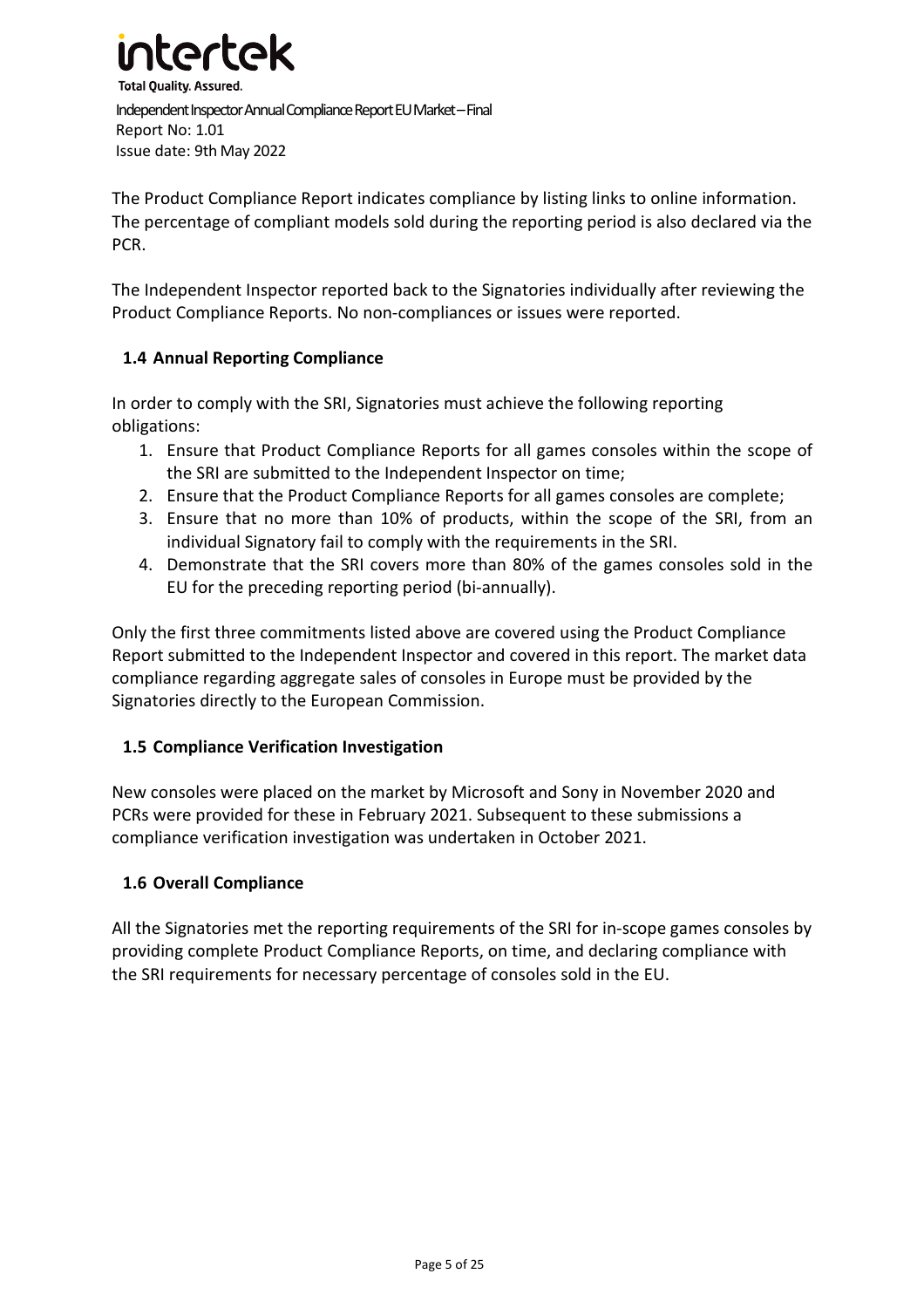The Product Compliance Report indicates compliance by listing links to online information. The percentage of compliant models sold during the reporting period is also declared via the PCR.

The Independent Inspector reported back to the Signatories individually after reviewing the Product Compliance Reports. No non-compliances or issues were reported.

### 1.4 Annual Reporting Compliance

In order to comply with the SRI, Signatories must achieve the following reporting obligations:

1. Ensure that Product Compliance Reports for all games consoles within the scope of the SRI are submitted to the Independent Inspector on time;
2. Ensure that the Product Compliance Reports for all games consoles are complete;
3. Ensure that no more than 10% of products, within the scope of the SRI, from an individual Signatory fail to comply with the requirements in the SRI.
4. Demonstrate that the SRI covers more than 80% of the games consoles sold in the EU for the preceding reporting period (bi-annually).

Only the first three commitments listed above are covered using the Product Compliance Report submitted to the Independent Inspector and covered in this report. The market data compliance regarding aggregate sales of consoles in Europe must be provided by the Signatories directly to the European Commission.

### 1.5 Compliance Verification Investigation

New consoles were placed on the market by Microsoft and Sony in November 2020 and PCRs were provided for these in February 2021. Subsequent to these submissions a compliance verification investigation was undertaken in October 2021.

### 1.6 Overall Compliance

All the Signatories met the reporting requirements of the SRI for in-scope games consoles by providing complete Product Compliance Reports, on time, and declaring compliance with the SRI requirements for necessary percentage of consoles sold in the EU.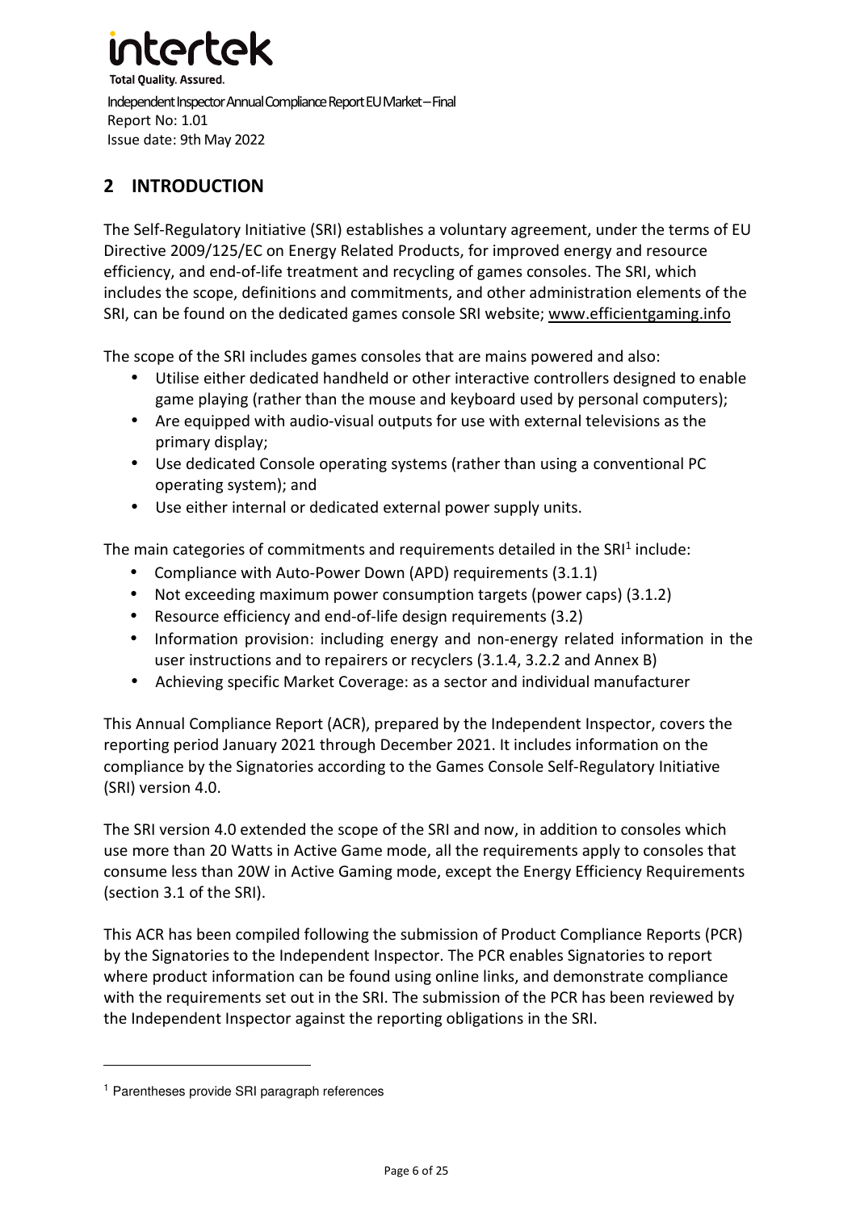## 2 INTRODUCTION

The Self-Regulatory Initiative (SRI) establishes a voluntary agreement, under the terms of EU Directive 2009/125/EC on Energy Related Products, for improved energy and resource efficiency, and end-of-life treatment and recycling of games consoles. The SRI, which includes the scope, definitions and commitments, and other administration elements of the SRI, can be found on the dedicated games console SRI website; www.efficientgaming.info

The scope of the SRI includes games consoles that are mains powered and also:

- Utilise either dedicated handheld or other interactive controllers designed to enable game playing (rather than the mouse and keyboard used by personal computers);
- Are equipped with audio-visual outputs for use with external televisions as the primary display;
- Use dedicated Console operating systems (rather than using a conventional PC operating system); and
- Use either internal or dedicated external power supply units.

The main categories of commitments and requirements detailed in the SRI[1] include:

- Compliance with Auto-Power Down (APD) requirements (3.1.1)
- Not exceeding maximum power consumption targets (power caps) (3.1.2)
- Resource efficiency and end-of-life design requirements (3.2)
- Information provision: including energy and non-energy related information in the user instructions and to repairers or recyclers (3.1.4, 3.2.2 and Annex B)
- Achieving specific Market Coverage: as a sector and individual manufacturer

This Annual Compliance Report (ACR), prepared by the Independent Inspector, covers the reporting period January 2021 through December 2021. It includes information on the compliance by the Signatories according to the Games Console Self-Regulatory Initiative (SRI) version 4.0.

The SRI version 4.0 extended the scope of the SRI and now, in addition to consoles which use more than 20 Watts in Active Game mode, all the requirements apply to consoles that consume less than 20W in Active Gaming mode, except the Energy Efficiency Requirements (section 3.1 of the SRI).

This ACR has been compiled following the submission of Product Compliance Reports (PCR) by the Signatories to the Independent Inspector. The PCR enables Signatories to report where product information can be found using online links, and demonstrate compliance with the requirements set out in the SRI. The submission of the PCR has been reviewed by the Independent Inspector against the reporting obligations in the SRI.

[1] Parentheses provide SRI paragraph references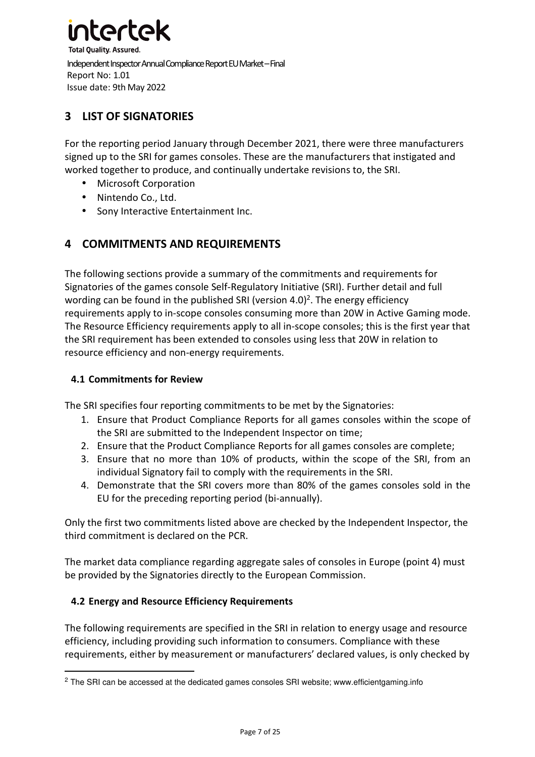## 3 LIST OF SIGNATORIES

For the reporting period January through December 2021, there were three manufacturers signed up to the SRI for games consoles. These are the manufacturers that instigated and worked together to produce, and continually undertake revisions to, the SRI.

- Microsoft Corporation
- Nintendo Co., Ltd.
- Sony Interactive Entertainment Inc.

## 4 COMMITMENTS AND REQUIREMENTS

The following sections provide a summary of the commitments and requirements for Signatories of the games console Self-Regulatory Initiative (SRI). Further detail and full wording can be found in the published SRI (version 4.0)[2]. The energy efficiency requirements apply to in-scope consoles consuming more than 20W in Active Gaming mode. The Resource Efficiency requirements apply to all in-scope consoles; this is the first year that the SRI requirement has been extended to consoles using less that 20W in relation to resource efficiency and non-energy requirements.

### 4.1 Commitments for Review

The SRI specifies four reporting commitments to be met by the Signatories:

1. Ensure that Product Compliance Reports for all games consoles within the scope of the SRI are submitted to the Independent Inspector on time;
2. Ensure that the Product Compliance Reports for all games consoles are complete;
3. Ensure that no more than 10% of products, within the scope of the SRI, from an individual Signatory fail to comply with the requirements in the SRI.
4. Demonstrate that the SRI covers more than 80% of the games consoles sold in the EU for the preceding reporting period (bi-annually).

Only the first two commitments listed above are checked by the Independent Inspector, the third commitment is declared on the PCR.

The market data compliance regarding aggregate sales of consoles in Europe (point 4) must be provided by the Signatories directly to the European Commission.

### 4.2 Energy and Resource Efficiency Requirements

The following requirements are specified in the SRI in relation to energy usage and resource efficiency, including providing such information to consumers. Compliance with these requirements, either by measurement or manufacturers' declared values, is only checked by

[2] The SRI can be accessed at the dedicated games consoles SRI website; www.efficientgaming.info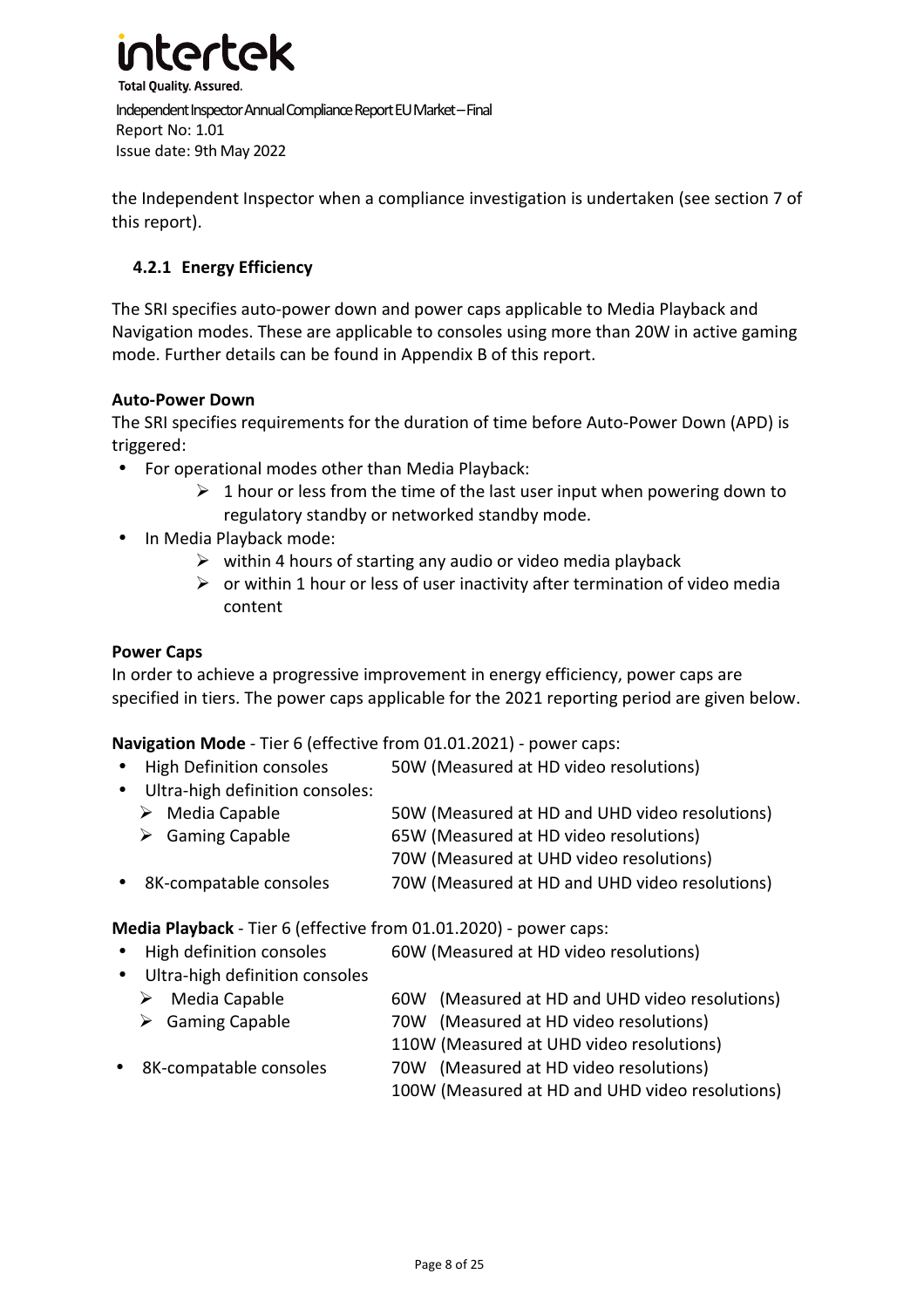the Independent Inspector when a compliance investigation is undertaken (see section 7 of this report).

### 4.2.1 Energy Efficiency

The SRI specifies auto-power down and power caps applicable to Media Playback and Navigation modes. These are applicable to consoles using more than 20W in active gaming mode. Further details can be found in Appendix B of this report.

**Auto-Power Down**

The SRI specifies requirements for the duration of time before Auto-Power Down (APD) is triggered:

- For operational modes other than Media Playback:
  - 1 hour or less from the time of the last user input when powering down to regulatory standby or networked standby mode.
- In Media Playback mode:
  - within 4 hours of starting any audio or video media playback
  - or within 1 hour or less of user inactivity after termination of video media content

**Power Caps**

In order to achieve a progressive improvement in energy efficiency, power caps are specified in tiers. The power caps applicable for the 2021 reporting period are given below.

**Navigation Mode** - Tier 6 (effective from 01.01.2021) - power caps:

- High Definition consoles — 50W (Measured at HD video resolutions)
- Ultra-high definition consoles:
  - Media Capable — 50W (Measured at HD and UHD video resolutions)
  - Gaming Capable — 65W (Measured at HD video resolutions)
    70W (Measured at UHD video resolutions)
- 8K-compatable consoles — 70W (Measured at HD and UHD video resolutions)

**Media Playback** - Tier 6 (effective from 01.01.2020) - power caps:

- High definition consoles — 60W (Measured at HD video resolutions)
- Ultra-high definition consoles
  - Media Capable — 60W (Measured at HD and UHD video resolutions)
  - Gaming Capable — 70W (Measured at HD video resolutions)
    110W (Measured at UHD video resolutions)
- 8K-compatable consoles — 70W (Measured at HD video resolutions)
  100W (Measured at HD and UHD video resolutions)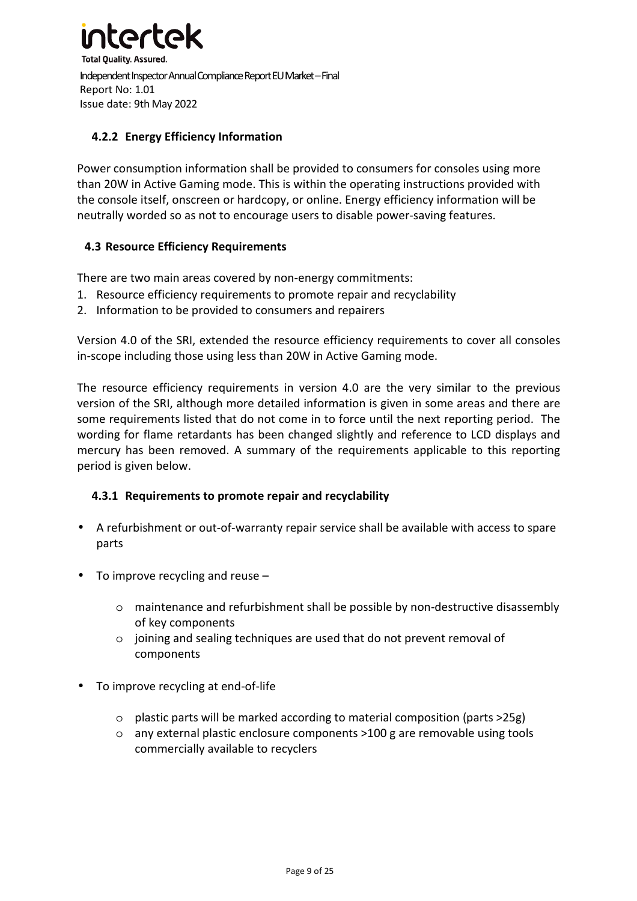#### 4.2.2 Energy Efficiency Information

Power consumption information shall be provided to consumers for consoles using more than 20W in Active Gaming mode. This is within the operating instructions provided with the console itself, onscreen or hardcopy, or online. Energy efficiency information will be neutrally worded so as not to encourage users to disable power-saving features.

### 4.3 Resource Efficiency Requirements

There are two main areas covered by non-energy commitments:

1. Resource efficiency requirements to promote repair and recyclability
2. Information to be provided to consumers and repairers

Version 4.0 of the SRI, extended the resource efficiency requirements to cover all consoles in-scope including those using less than 20W in Active Gaming mode.

The resource efficiency requirements in version 4.0 are the very similar to the previous version of the SRI, although more detailed information is given in some areas and there are some requirements listed that do not come in to force until the next reporting period. The wording for flame retardants has been changed slightly and reference to LCD displays and mercury has been removed. A summary of the requirements applicable to this reporting period is given below.

#### 4.3.1 Requirements to promote repair and recyclability

- A refurbishment or out-of-warranty repair service shall be available with access to spare parts
- To improve recycling and reuse –
  - maintenance and refurbishment shall be possible by non-destructive disassembly of key components
  - joining and sealing techniques are used that do not prevent removal of components
- To improve recycling at end-of-life
  - plastic parts will be marked according to material composition (parts >25g)
  - any external plastic enclosure components >100 g are removable using tools commercially available to recyclers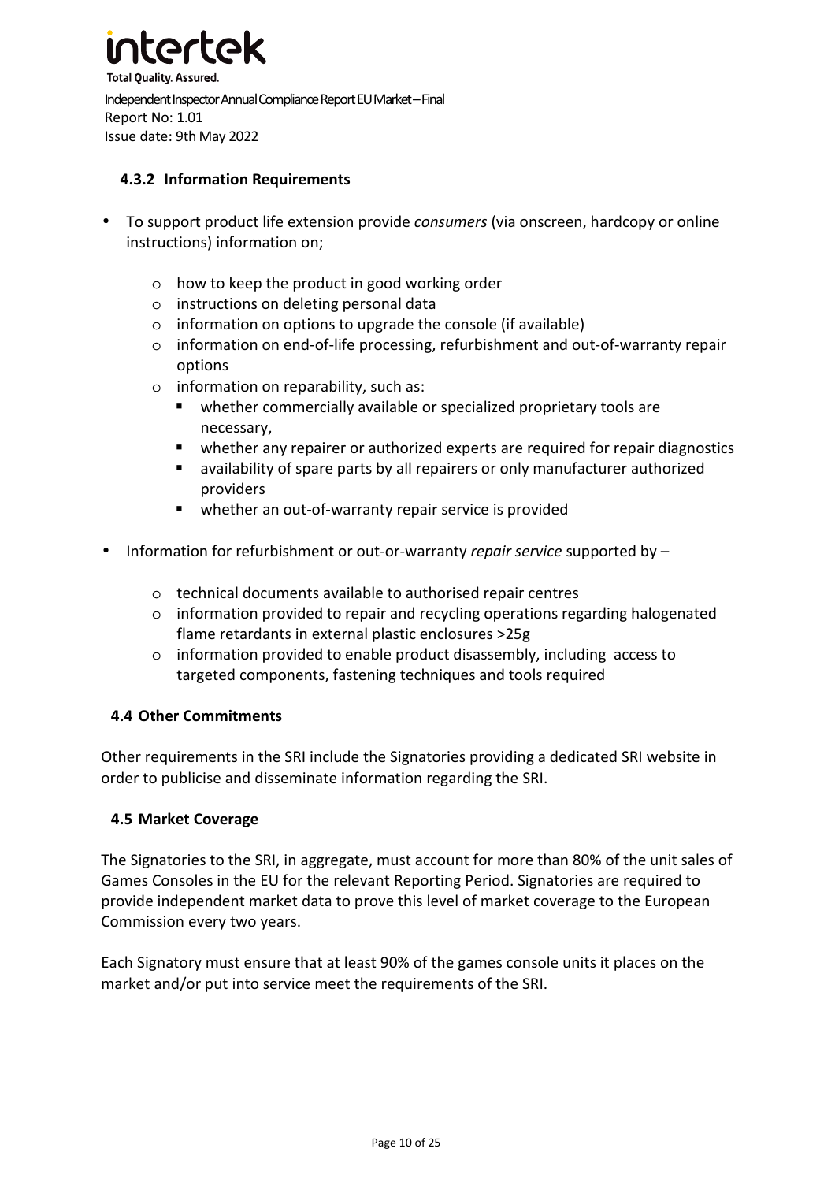### 4.3.2 Information Requirements

- To support product life extension provide *consumers* (via onscreen, hardcopy or online instructions) information on;
  - how to keep the product in good working order
  - instructions on deleting personal data
  - information on options to upgrade the console (if available)
  - information on end-of-life processing, refurbishment and out-of-warranty repair options
  - information on reparability, such as:
    - whether commercially available or specialized proprietary tools are necessary,
    - whether any repairer or authorized experts are required for repair diagnostics
    - availability of spare parts by all repairers or only manufacturer authorized providers
    - whether an out-of-warranty repair service is provided
- Information for refurbishment or out-or-warranty *repair service* supported by –
  - technical documents available to authorised repair centres
  - information provided to repair and recycling operations regarding halogenated flame retardants in external plastic enclosures >25g
  - information provided to enable product disassembly, including access to targeted components, fastening techniques and tools required

## 4.4 Other Commitments

Other requirements in the SRI include the Signatories providing a dedicated SRI website in order to publicise and disseminate information regarding the SRI.

## 4.5 Market Coverage

The Signatories to the SRI, in aggregate, must account for more than 80% of the unit sales of Games Consoles in the EU for the relevant Reporting Period. Signatories are required to provide independent market data to prove this level of market coverage to the European Commission every two years.

Each Signatory must ensure that at least 90% of the games console units it places on the market and/or put into service meet the requirements of the SRI.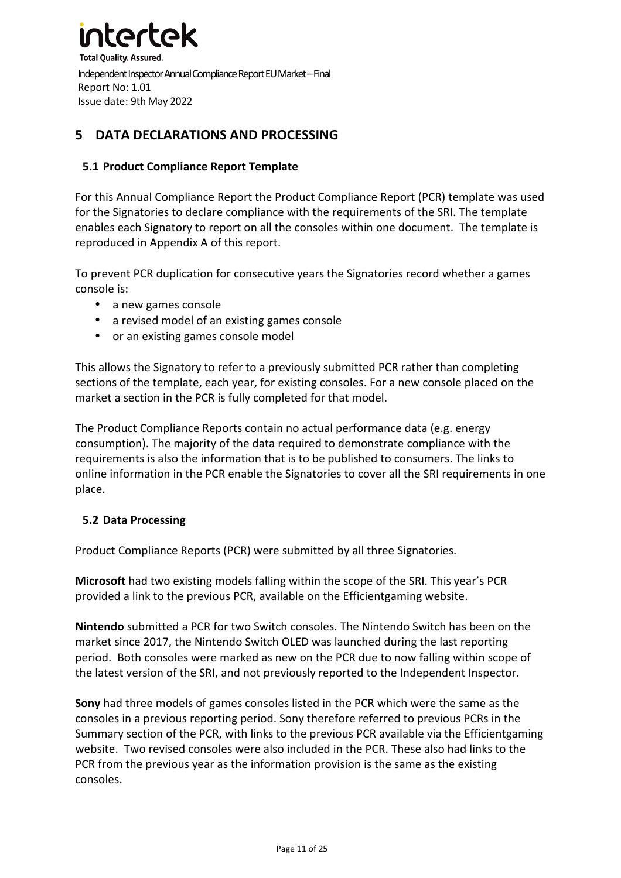## 5 DATA DECLARATIONS AND PROCESSING

### 5.1 Product Compliance Report Template

For this Annual Compliance Report the Product Compliance Report (PCR) template was used for the Signatories to declare compliance with the requirements of the SRI. The template enables each Signatory to report on all the consoles within one document. The template is reproduced in Appendix A of this report.

To prevent PCR duplication for consecutive years the Signatories record whether a games console is:

- a new games console
- a revised model of an existing games console
- or an existing games console model

This allows the Signatory to refer to a previously submitted PCR rather than completing sections of the template, each year, for existing consoles. For a new console placed on the market a section in the PCR is fully completed for that model.

The Product Compliance Reports contain no actual performance data (e.g. energy consumption). The majority of the data required to demonstrate compliance with the requirements is also the information that is to be published to consumers. The links to online information in the PCR enable the Signatories to cover all the SRI requirements in one place.

### 5.2 Data Processing

Product Compliance Reports (PCR) were submitted by all three Signatories.

**Microsoft** had two existing models falling within the scope of the SRI. This year's PCR provided a link to the previous PCR, available on the Efficientgaming website.

**Nintendo** submitted a PCR for two Switch consoles. The Nintendo Switch has been on the market since 2017, the Nintendo Switch OLED was launched during the last reporting period. Both consoles were marked as new on the PCR due to now falling within scope of the latest version of the SRI, and not previously reported to the Independent Inspector.

**Sony** had three models of games consoles listed in the PCR which were the same as the consoles in a previous reporting period. Sony therefore referred to previous PCRs in the Summary section of the PCR, with links to the previous PCR available via the Efficientgaming website. Two revised consoles were also included in the PCR. These also had links to the PCR from the previous year as the information provision is the same as the existing consoles.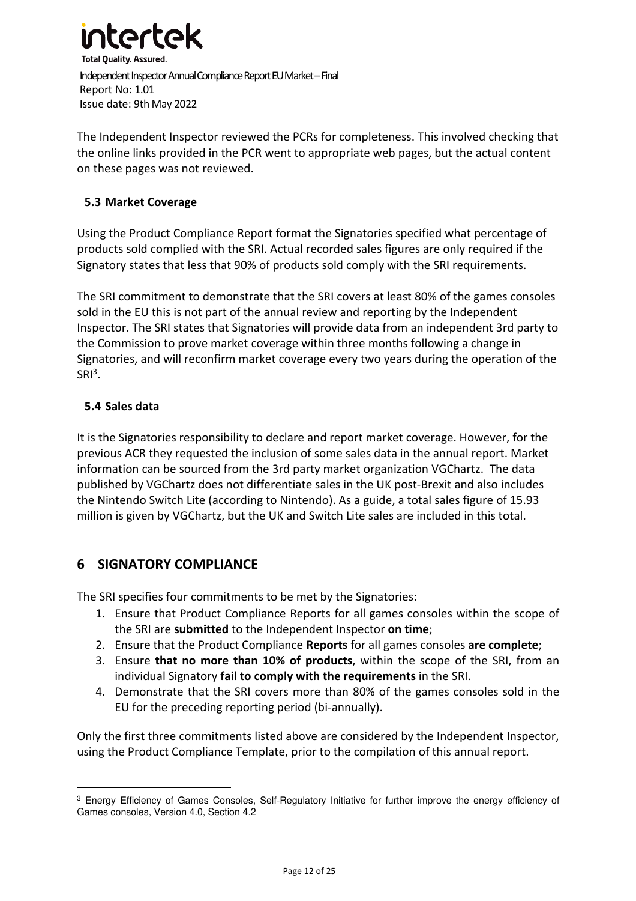The Independent Inspector reviewed the PCRs for completeness. This involved checking that the online links provided in the PCR went to appropriate web pages, but the actual content on these pages was not reviewed.

### 5.3 Market Coverage

Using the Product Compliance Report format the Signatories specified what percentage of products sold complied with the SRI. Actual recorded sales figures are only required if the Signatory states that less that 90% of products sold comply with the SRI requirements.

The SRI commitment to demonstrate that the SRI covers at least 80% of the games consoles sold in the EU this is not part of the annual review and reporting by the Independent Inspector. The SRI states that Signatories will provide data from an independent 3rd party to the Commission to prove market coverage within three months following a change in Signatories, and will reconfirm market coverage every two years during the operation of the SRI[3].

### 5.4 Sales data

It is the Signatories responsibility to declare and report market coverage. However, for the previous ACR they requested the inclusion of some sales data in the annual report. Market information can be sourced from the 3rd party market organization VGChartz. The data published by VGChartz does not differentiate sales in the UK post-Brexit and also includes the Nintendo Switch Lite (according to Nintendo). As a guide, a total sales figure of 15.93 million is given by VGChartz, but the UK and Switch Lite sales are included in this total.

## 6 SIGNATORY COMPLIANCE

The SRI specifies four commitments to be met by the Signatories:

1. Ensure that Product Compliance Reports for all games consoles within the scope of the SRI are **submitted** to the Independent Inspector **on time**;
2. Ensure that the Product Compliance **Reports** for all games consoles **are complete**;
3. Ensure **that no more than 10% of products**, within the scope of the SRI, from an individual Signatory **fail to comply with the requirements** in the SRI.
4. Demonstrate that the SRI covers more than 80% of the games consoles sold in the EU for the preceding reporting period (bi-annually).

Only the first three commitments listed above are considered by the Independent Inspector, using the Product Compliance Template, prior to the compilation of this annual report.

---

[3] Energy Efficiency of Games Consoles, Self-Regulatory Initiative for further improve the energy efficiency of Games consoles, Version 4.0, Section 4.2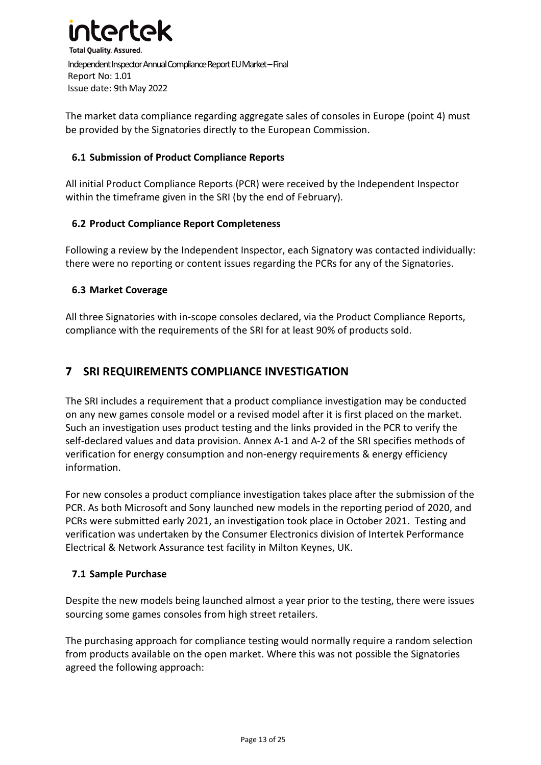The market data compliance regarding aggregate sales of consoles in Europe (point 4) must be provided by the Signatories directly to the European Commission.

### 6.1 Submission of Product Compliance Reports

All initial Product Compliance Reports (PCR) were received by the Independent Inspector within the timeframe given in the SRI (by the end of February).

### 6.2 Product Compliance Report Completeness

Following a review by the Independent Inspector, each Signatory was contacted individually: there were no reporting or content issues regarding the PCRs for any of the Signatories.

### 6.3 Market Coverage

All three Signatories with in-scope consoles declared, via the Product Compliance Reports, compliance with the requirements of the SRI for at least 90% of products sold.

## 7 SRI REQUIREMENTS COMPLIANCE INVESTIGATION

The SRI includes a requirement that a product compliance investigation may be conducted on any new games console model or a revised model after it is first placed on the market. Such an investigation uses product testing and the links provided in the PCR to verify the self-declared values and data provision. Annex A-1 and A-2 of the SRI specifies methods of verification for energy consumption and non-energy requirements & energy efficiency information.

For new consoles a product compliance investigation takes place after the submission of the PCR. As both Microsoft and Sony launched new models in the reporting period of 2020, and PCRs were submitted early 2021, an investigation took place in October 2021. Testing and verification was undertaken by the Consumer Electronics division of Intertek Performance Electrical & Network Assurance test facility in Milton Keynes, UK.

### 7.1 Sample Purchase

Despite the new models being launched almost a year prior to the testing, there were issues sourcing some games consoles from high street retailers.

The purchasing approach for compliance testing would normally require a random selection from products available on the open market. Where this was not possible the Signatories agreed the following approach: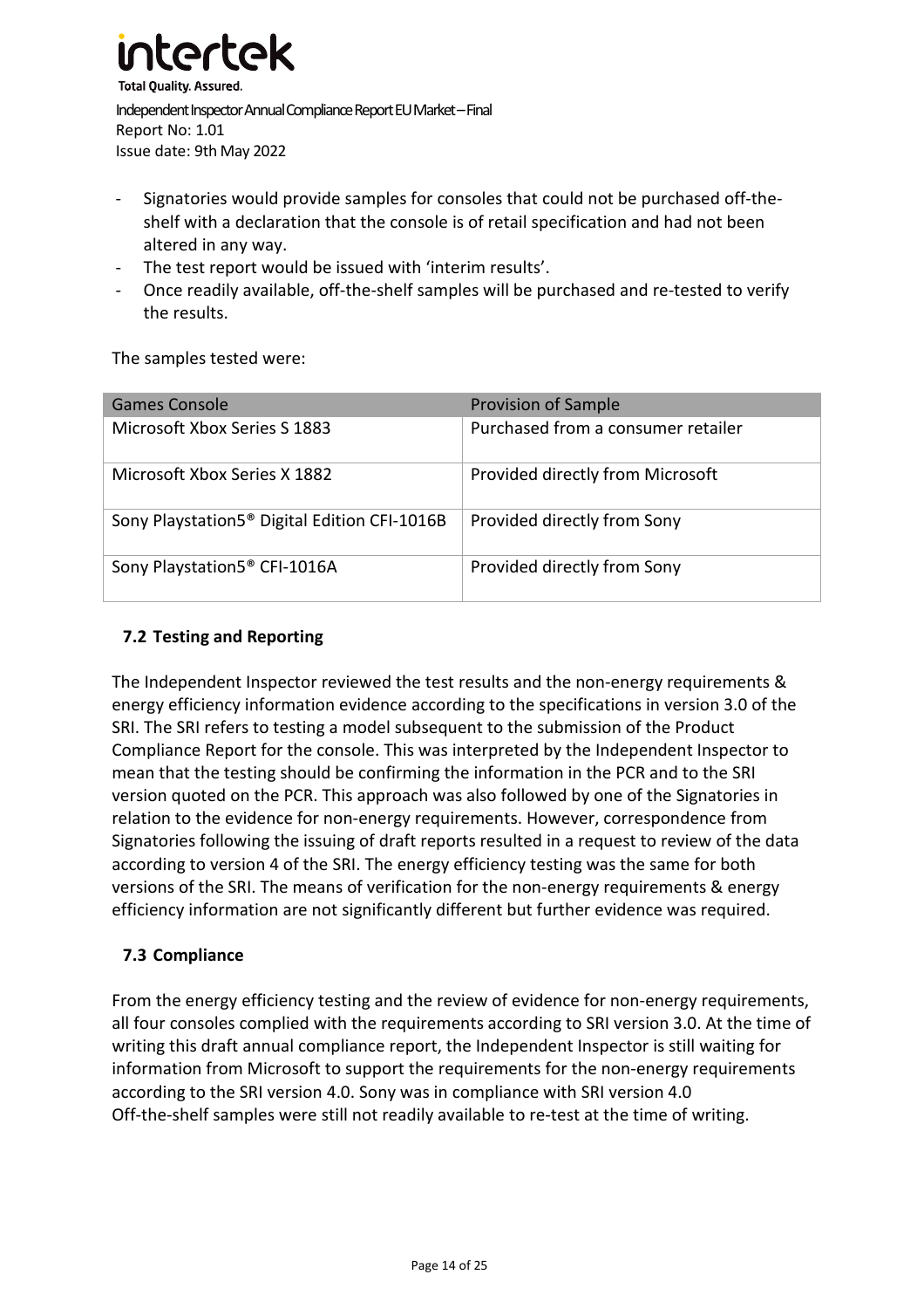- Signatories would provide samples for consoles that could not be purchased off-the-shelf with a declaration that the console is of retail specification and had not been altered in any way.
- The test report would be issued with 'interim results'.
- Once readily available, off-the-shelf samples will be purchased and re-tested to verify the results.

The samples tested were:

| Games Console | Provision of Sample |
|---|---|
| Microsoft Xbox Series S 1883 | Purchased from a consumer retailer |
| Microsoft Xbox Series X 1882 | Provided directly from Microsoft |
| Sony Playstation5® Digital Edition CFI-1016B | Provided directly from Sony |
| Sony Playstation5® CFI-1016A | Provided directly from Sony |

### 7.2 Testing and Reporting

The Independent Inspector reviewed the test results and the non-energy requirements & energy efficiency information evidence according to the specifications in version 3.0 of the SRI. The SRI refers to testing a model subsequent to the submission of the Product Compliance Report for the console. This was interpreted by the Independent Inspector to mean that the testing should be confirming the information in the PCR and to the SRI version quoted on the PCR. This approach was also followed by one of the Signatories in relation to the evidence for non-energy requirements. However, correspondence from Signatories following the issuing of draft reports resulted in a request to review of the data according to version 4 of the SRI. The energy efficiency testing was the same for both versions of the SRI. The means of verification for the non-energy requirements & energy efficiency information are not significantly different but further evidence was required.

### 7.3 Compliance

From the energy efficiency testing and the review of evidence for non-energy requirements, all four consoles complied with the requirements according to SRI version 3.0. At the time of writing this draft annual compliance report, the Independent Inspector is still waiting for information from Microsoft to support the requirements for the non-energy requirements according to the SRI version 4.0. Sony was in compliance with SRI version 4.0
Off-the-shelf samples were still not readily available to re-test at the time of writing.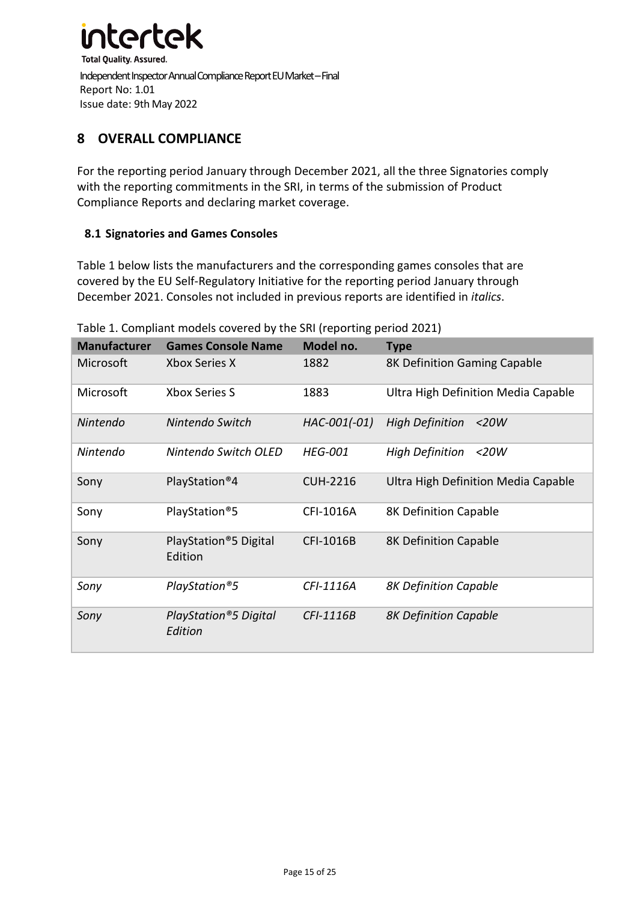# 8 OVERALL COMPLIANCE

For the reporting period January through December 2021, all the three Signatories comply with the reporting commitments in the SRI, in terms of the submission of Product Compliance Reports and declaring market coverage.

## 8.1 Signatories and Games Consoles

Table 1 below lists the manufacturers and the corresponding games consoles that are covered by the EU Self-Regulatory Initiative for the reporting period January through December 2021. Consoles not included in previous reports are identified in *italics*.

Table 1. Compliant models covered by the SRI (reporting period 2021)

| Manufacturer | Games Console Name | Model no. | Type |
|---|---|---|---|
| Microsoft | Xbox Series X | 1882 | 8K Definition Gaming Capable |
| Microsoft | Xbox Series S | 1883 | Ultra High Definition Media Capable |
| *Nintendo* | *Nintendo Switch* | *HAC-001(-01)* | *High Definition <20W* |
| *Nintendo* | *Nintendo Switch OLED* | *HEG-001* | *High Definition <20W* |
| Sony | PlayStation®4 | CUH-2216 | Ultra High Definition Media Capable |
| Sony | PlayStation®5 | CFI-1016A | 8K Definition Capable |
| Sony | PlayStation®5 Digital Edition | CFI-1016B | 8K Definition Capable |
| *Sony* | *PlayStation®5* | *CFI-1116A* | *8K Definition Capable* |
| *Sony* | *PlayStation®5 Digital Edition* | *CFI-1116B* | *8K Definition Capable* |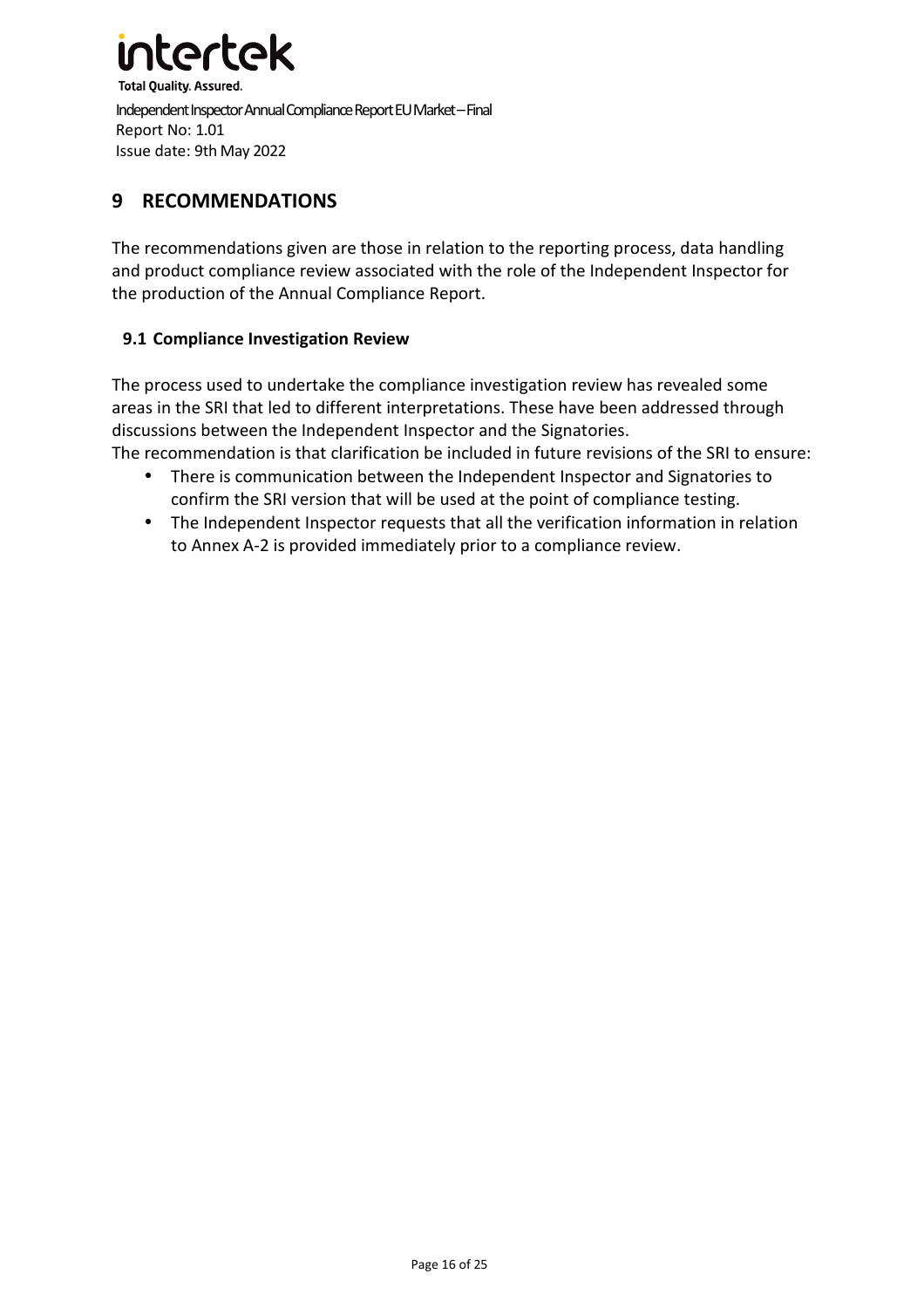# 9 RECOMMENDATIONS

The recommendations given are those in relation to the reporting process, data handling and product compliance review associated with the role of the Independent Inspector for the production of the Annual Compliance Report.

## 9.1 Compliance Investigation Review

The process used to undertake the compliance investigation review has revealed some areas in the SRI that led to different interpretations. These have been addressed through discussions between the Independent Inspector and the Signatories.
The recommendation is that clarification be included in future revisions of the SRI to ensure:

- There is communication between the Independent Inspector and Signatories to confirm the SRI version that will be used at the point of compliance testing.
- The Independent Inspector requests that all the verification information in relation to Annex A-2 is provided immediately prior to a compliance review.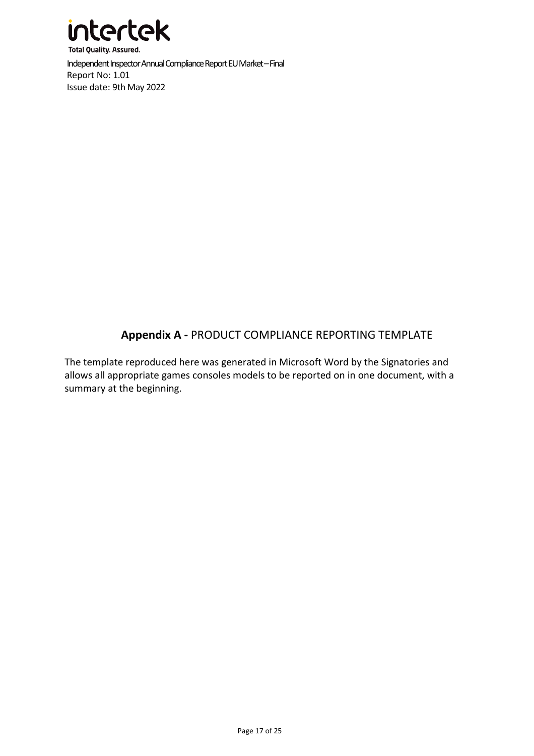## **Appendix A -** PRODUCT COMPLIANCE REPORTING TEMPLATE

The template reproduced here was generated in Microsoft Word by the Signatories and allows all appropriate games consoles models to be reported on in one document, with a summary at the beginning.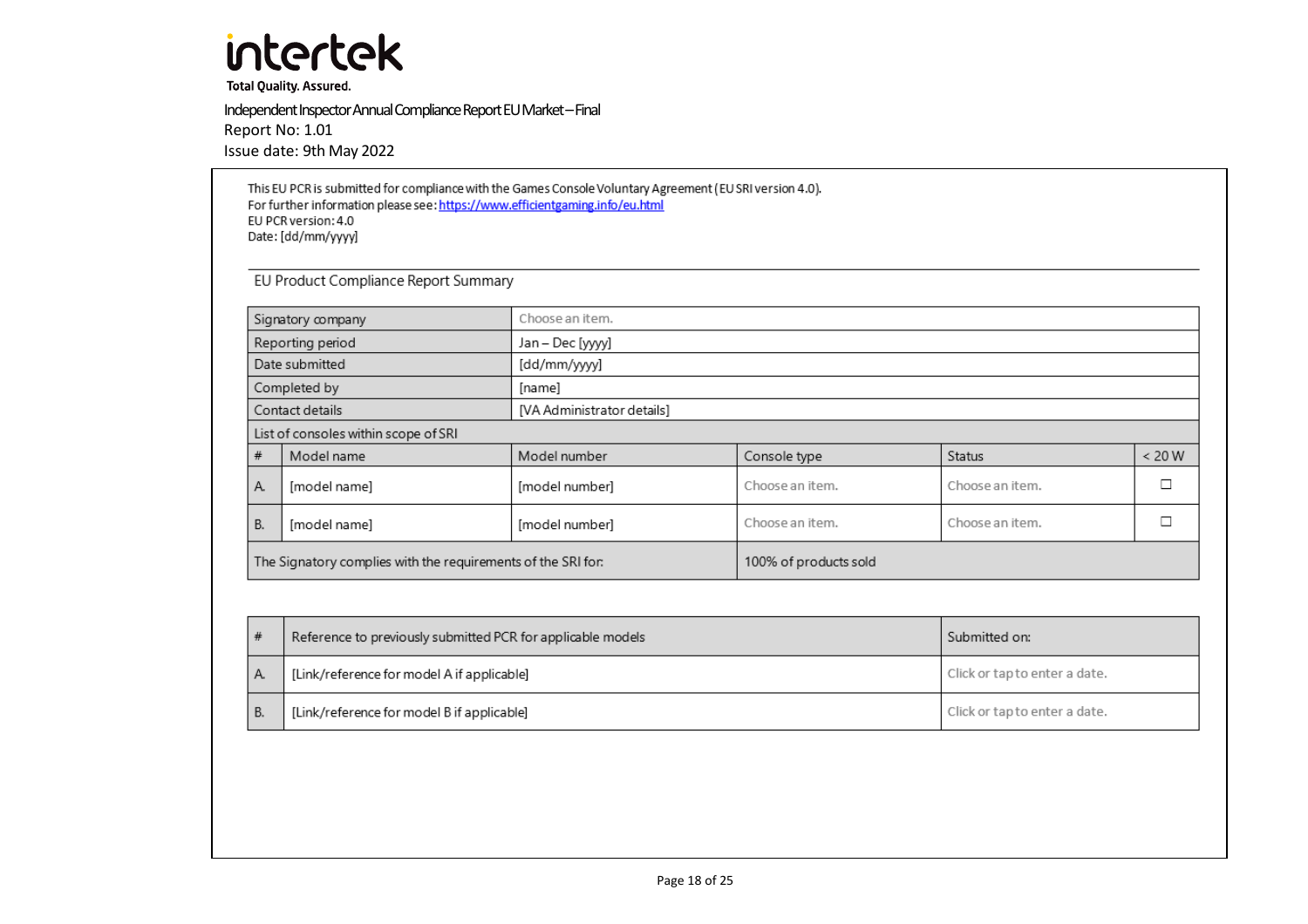This EU PCR is submitted for compliance with the Games Console Voluntary Agreement (EU SRI version 4.0).
For further information please see: https://www.efficientgaming.info/eu.html
EU PCR version: 4.0
Date: [dd/mm/yyyy]

## EU Product Compliance Report Summary

| Signatory company | Choose an item. | | | |
|---|---|---|---|---|
| Reporting period | Jan – Dec [yyyy] | | | |
| Date submitted | [dd/mm/yyyy] | | | |
| Completed by | [name] | | | |
| Contact details | [VA Administrator details] | | | |
| List of consoles within scope of SRI | | | | |

| # | Model name | Model number | Console type | Status | < 20 W |
|---|---|---|---|---|---|
| A. | [model name] | [model number] | Choose an item. | Choose an item. | ☐ |
| B. | [model name] | [model number] | Choose an item. | Choose an item. | ☐ |
| The Signatory complies with the requirements of the SRI for: | | | 100% of products sold | | |

| # | Reference to previously submitted PCR for applicable models | Submitted on: |
|---|---|---|
| A. | [Link/reference for model A if applicable] | Click or tap to enter a date. |
| B. | [Link/reference for model B if applicable] | Click or tap to enter a date. |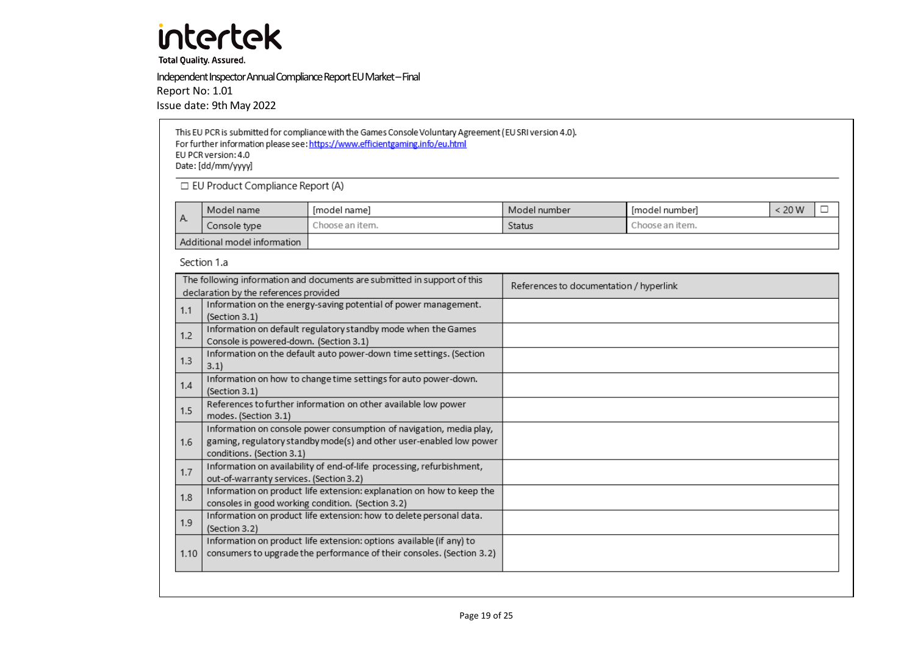intertek
Total Quality. Assured.

Independent Inspector Annual Compliance Report EU Market – Final
Report No: 1.01
Issue date: 9th May 2022

This EU PCR is submitted for compliance with the Games Console Voluntary Agreement (EU SRI version 4.0).
For further information please see: https://www.efficientgaming.info/eu.html
EU PCR version: 4.0
Date: [dd/mm/yyyy]

☐ EU Product Compliance Report (A)

| A. | Model name | [model name] | Model number | [model number] | < 20 W | ☐ |
|---|---|---|---|---|---|---|
| | Console type | Choose an item. | Status | Choose an item. | | |
| Additional model information | | | | | | |

Section 1.a

| | The following information and documents are submitted in support of this declaration by the references provided | References to documentation / hyperlink |
|---|---|---|
| 1.1 | Information on the energy-saving potential of power management. (Section 3.1) | |
| 1.2 | Information on default regulatory standby mode when the Games Console is powered-down. (Section 3.1) | |
| 1.3 | Information on the default auto power-down time settings. (Section 3.1) | |
| 1.4 | Information on how to change time settings for auto power-down. (Section 3.1) | |
| 1.5 | References to further information on other available low power modes. (Section 3.1) | |
| 1.6 | Information on console power consumption of navigation, media play, gaming, regulatory standby mode(s) and other user-enabled low power conditions. (Section 3.1) | |
| 1.7 | Information on availability of end-of-life processing, refurbishment, out-of-warranty services. (Section 3.2) | |
| 1.8 | Information on product life extension: explanation on how to keep the consoles in good working condition. (Section 3.2) | |
| 1.9 | Information on product life extension: how to delete personal data. (Section 3.2) | |
| 1.10 | Information on product life extension: options available (if any) to consumers to upgrade the performance of their consoles. (Section 3.2) | |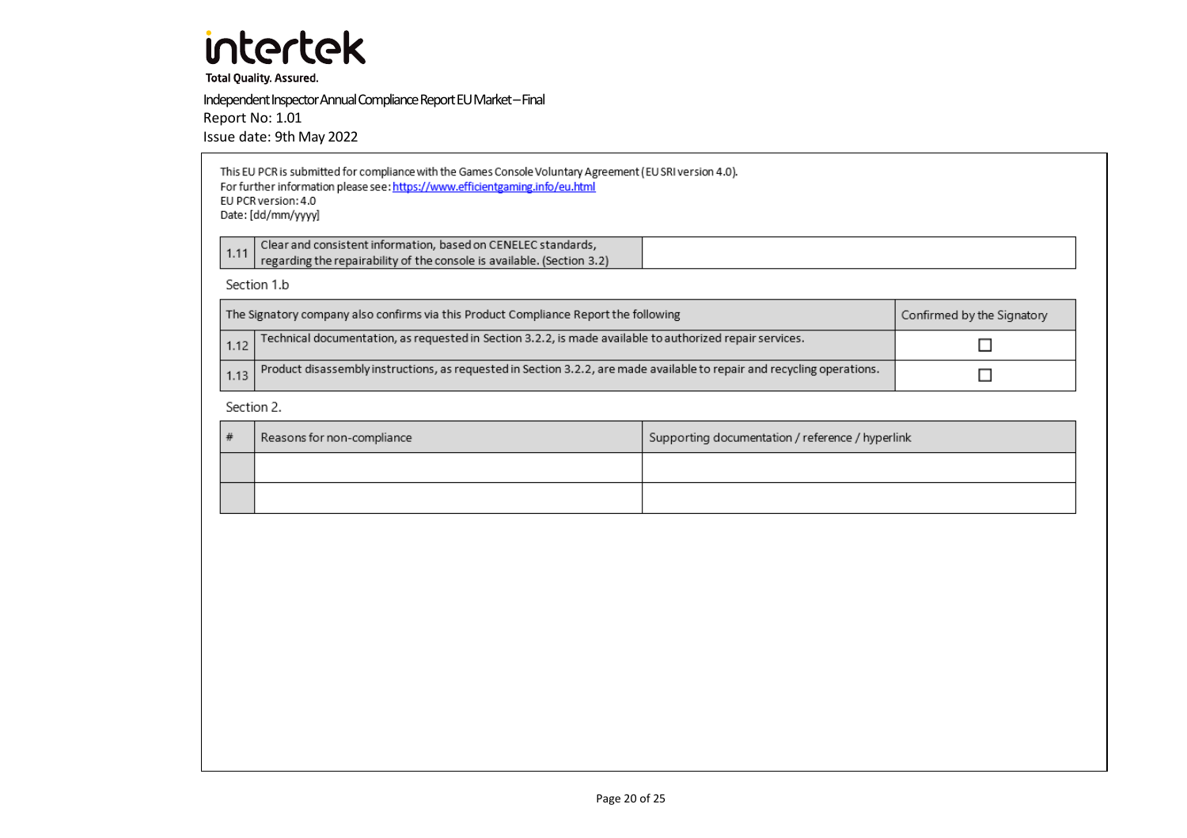This EU PCR is submitted for compliance with the Games Console Voluntary Agreement (EU SRI version 4.0).
For further information please see: https://www.efficientgaming.info/eu.html
EU PCR version: 4.0
Date: [dd/mm/yyyy]

| | | |
|---|---|---|
| 1.11 | Clear and consistent information, based on CENELEC standards, regarding the repairability of the console is available. (Section 3.2) | |

Section 1.b

| The Signatory company also confirms via this Product Compliance Report the following | | Confirmed by the Signatory |
|---|---|---|
| 1.12 | Technical documentation, as requested in Section 3.2.2, is made available to authorized repair services. | ☐ |
| 1.13 | Product disassembly instructions, as requested in Section 3.2.2, are made available to repair and recycling operations. | ☐ |

Section 2.

| # | Reasons for non-compliance | Supporting documentation / reference / hyperlink |
|---|---|---|
| | | |
| | | |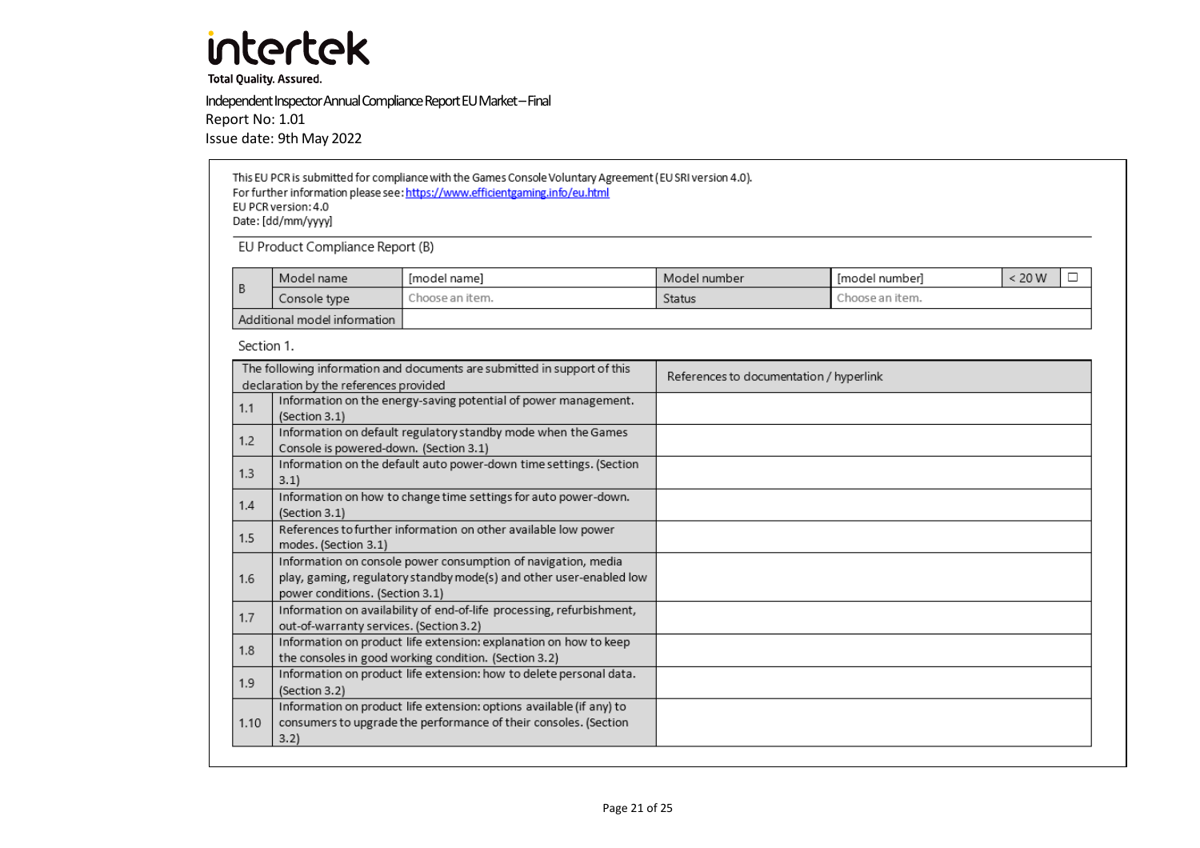**intertek**

**Total Quality. Assured.**

Independent Inspector Annual Compliance Report EU Market – Final
Report No: 1.01
Issue date: 9th May 2022

This EU PCR is submitted for compliance with the Games Console Voluntary Agreement (EU SRI version 4.0).
For further information please see: https://www.efficientgaming.info/eu.html
EU PCR version: 4.0
Date: [dd/mm/yyyy]

EU Product Compliance Report (B)

| B | Model name | [model name] | Model number | [model number] | < 20 W | ☐ |
|---|---|---|---|---|---|---|
| | Console type | Choose an item. | Status | Choose an item. | | |
| Additional model information | | | | | | |

Section 1.

| The following information and documents are submitted in support of this declaration by the references provided | | References to documentation / hyperlink |
|---|---|---|
| 1.1 | Information on the energy-saving potential of power management. (Section 3.1) | |
| 1.2 | Information on default regulatory standby mode when the Games Console is powered-down. (Section 3.1) | |
| 1.3 | Information on the default auto power-down time settings. (Section 3.1) | |
| 1.4 | Information on how to change time settings for auto power-down. (Section 3.1) | |
| 1.5 | References to further information on other available low power modes. (Section 3.1) | |
| 1.6 | Information on console power consumption of navigation, media play, gaming, regulatory standby mode(s) and other user-enabled low power conditions. (Section 3.1) | |
| 1.7 | Information on availability of end-of-life processing, refurbishment, out-of-warranty services. (Section 3.2) | |
| 1.8 | Information on product life extension: explanation on how to keep the consoles in good working condition. (Section 3.2) | |
| 1.9 | Information on product life extension: how to delete personal data. (Section 3.2) | |
| 1.10 | Information on product life extension: options available (if any) to consumers to upgrade the performance of their consoles. (Section 3.2) | |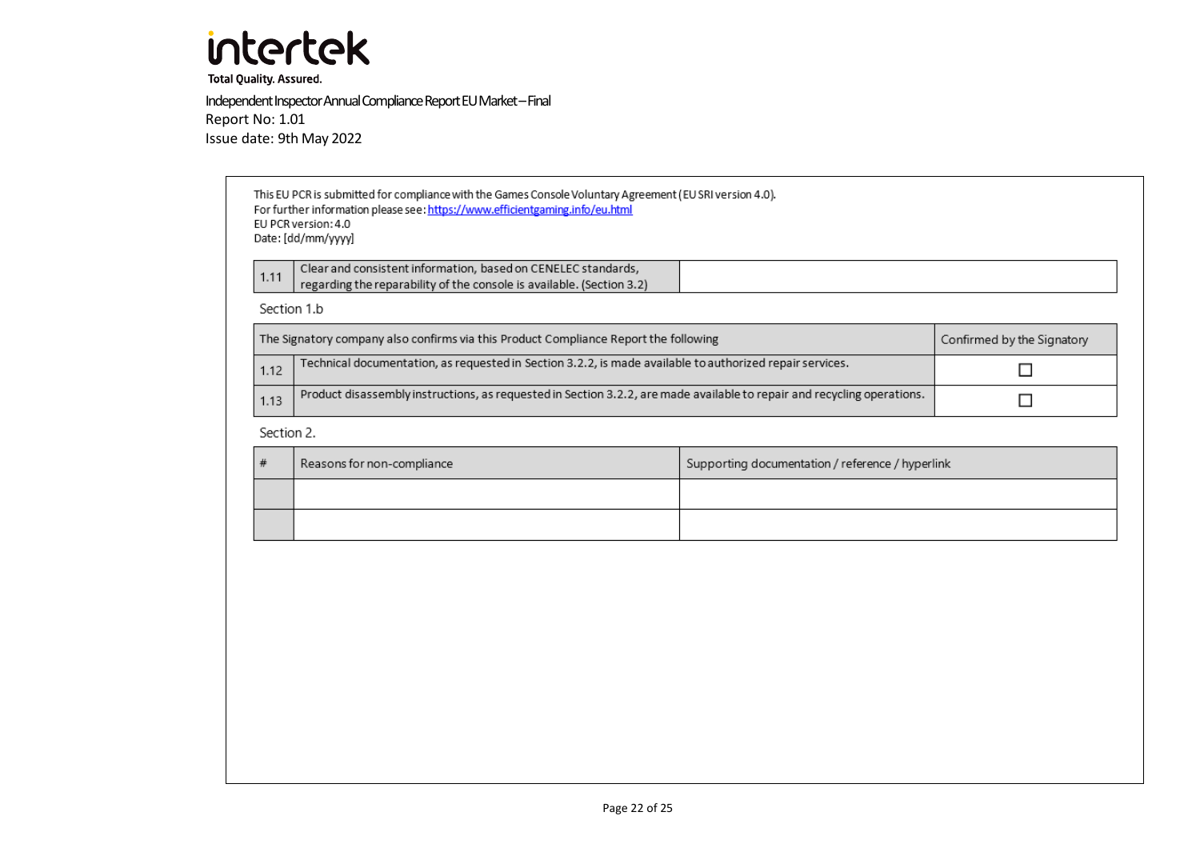This EU PCR is submitted for compliance with the Games Console Voluntary Agreement (EU SRI version 4.0).
For further information please see: https://www.efficientgaming.info/eu.html
EU PCR version: 4.0
Date: [dd/mm/yyyy]

| | | |
|---|---|---|
| 1.11 | Clear and consistent information, based on CENELEC standards, regarding the reparability of the console is available. (Section 3.2) | |

Section 1.b

| The Signatory company also confirms via this Product Compliance Report the following | | Confirmed by the Signatory |
|---|---|---|
| 1.12 | Technical documentation, as requested in Section 3.2.2, is made available to authorized repair services. | ☐ |
| 1.13 | Product disassembly instructions, as requested in Section 3.2.2, are made available to repair and recycling operations. | ☐ |

Section 2.

| # | Reasons for non-compliance | Supporting documentation / reference / hyperlink |
|---|---|---|
| | | |
| | | |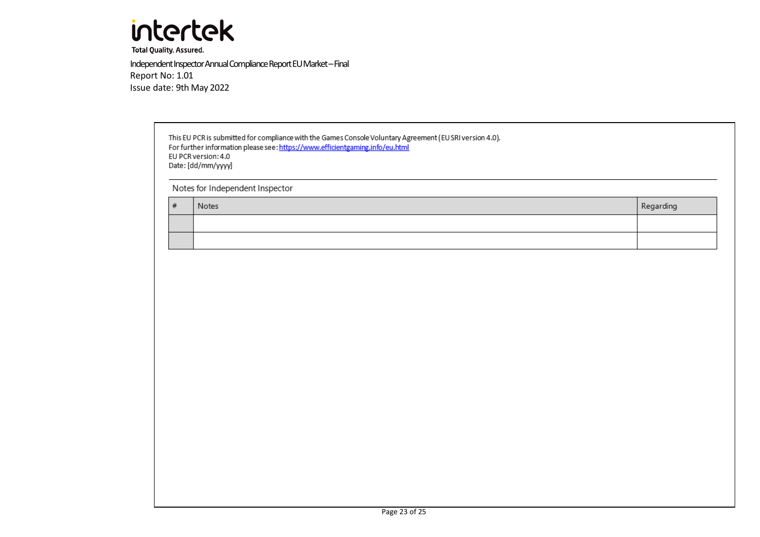This EU PCR is submitted for compliance with the Games Console Voluntary Agreement (EU SRI version 4.0).
For further information please see: https://www.efficientgaming.info/eu.html
EU PCR version: 4.0
Date: [dd/mm/yyyy]

Notes for Independent Inspector

| # | Notes | Regarding |
|---|---|---|
| | | |
| | | |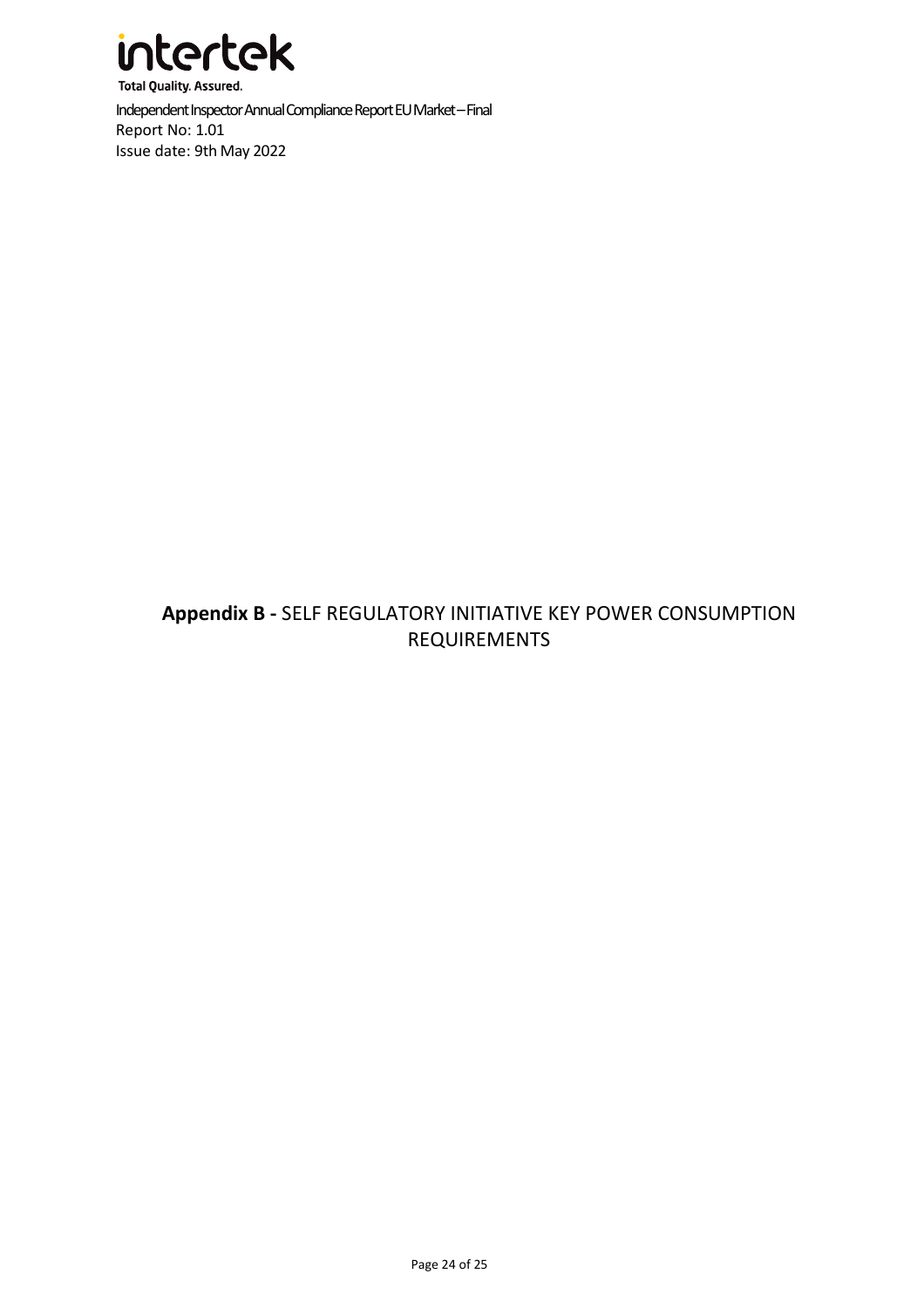# **Appendix B -** SELF REGULATORY INITIATIVE KEY POWER CONSUMPTION REQUIREMENTS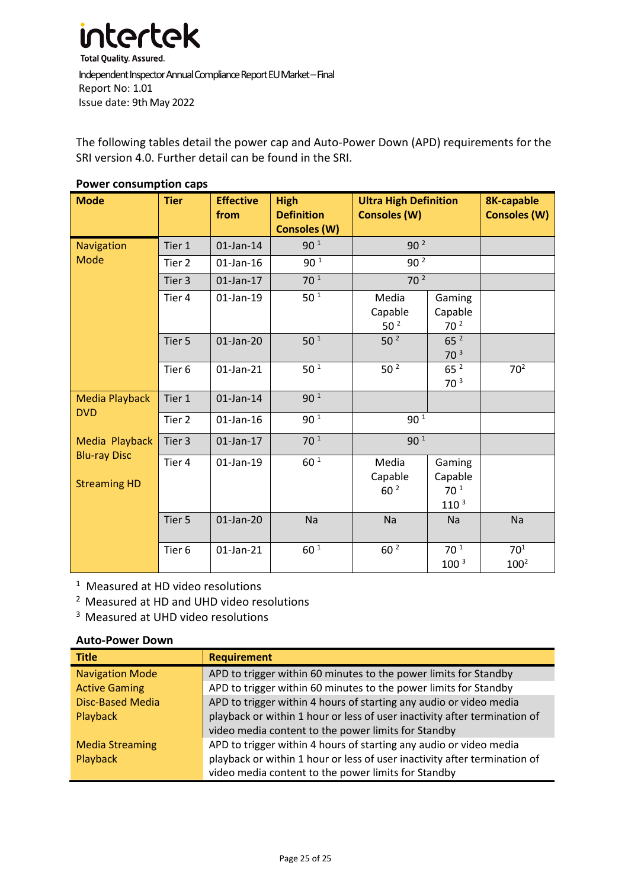The following tables detail the power cap and Auto-Power Down (APD) requirements for the SRI version 4.0. Further detail can be found in the SRI.

**Power consumption caps**

| Mode | Tier | Effective from | High Definition Consoles (W) | Ultra High Definition Consoles (W) | | 8K-capable Consoles (W) |
|---|---|---|---|---|---|---|
| Navigation Mode | Tier 1 | 01-Jan-14 | 90 [1] | 90 [2] | | |
| | Tier 2 | 01-Jan-16 | 90 [1] | 90 [2] | | |
| | Tier 3 | 01-Jan-17 | 70 [1] | 70 [2] | | |
| | Tier 4 | 01-Jan-19 | 50 [1] | Media Capable 50 [2] | Gaming Capable 70 [2] | |
| | Tier 5 | 01-Jan-20 | 50 [1] | 50 [2] | 65 [2] 70 [3] | |
| | Tier 6 | 01-Jan-21 | 50 [1] | 50 [2] | 65 [2] 70 [3] | 70 [2] |
| Media Playback DVD | Tier 1 | 01-Jan-14 | 90 [1] | | | |
| | Tier 2 | 01-Jan-16 | 90 [1] | 90 [1] | | |
| Media Playback Blu-ray Disc | Tier 3 | 01-Jan-17 | 70 [1] | 90 [1] | | |
| Streaming HD | Tier 4 | 01-Jan-19 | 60 [1] | Media Capable 60 [2] | Gaming Capable 70 [1] 110 [3] | |
| | Tier 5 | 01-Jan-20 | Na | Na | Na | Na |
| | Tier 6 | 01-Jan-21 | 60 [1] | 60 [2] | 70 [1] 100 [3] | 70 [1] 100 [2] |

[1] Measured at HD video resolutions
[2] Measured at HD and UHD video resolutions
[3] Measured at UHD video resolutions

**Auto-Power Down**

| Title | Requirement |
|---|---|
| Navigation Mode | APD to trigger within 60 minutes to the power limits for Standby |
| Active Gaming | APD to trigger within 60 minutes to the power limits for Standby |
| Disc-Based Media Playback | APD to trigger within 4 hours of starting any audio or video media playback or within 1 hour or less of user inactivity after termination of video media content to the power limits for Standby |
| Media Streaming Playback | APD to trigger within 4 hours of starting any audio or video media playback or within 1 hour or less of user inactivity after termination of video media content to the power limits for Standby |